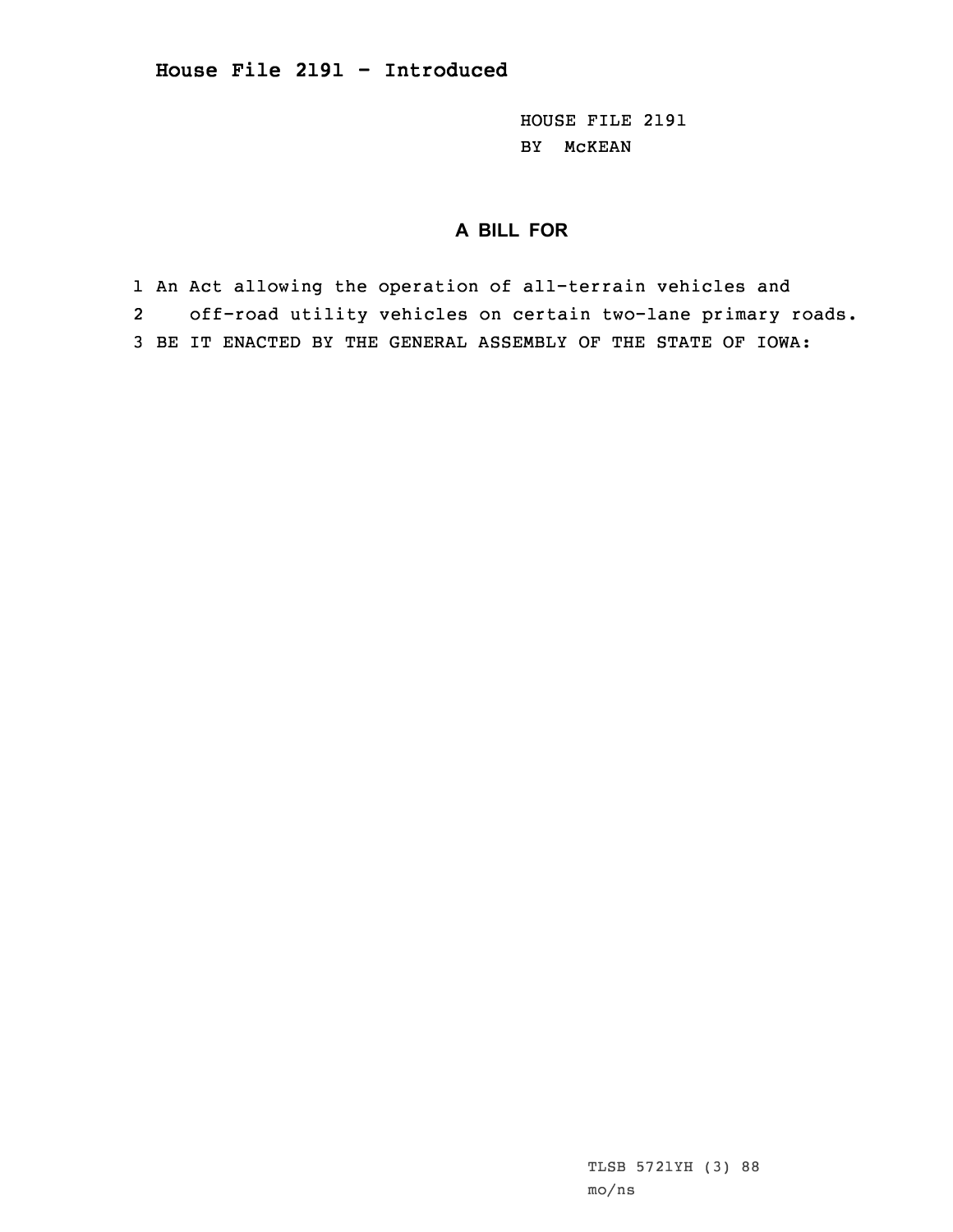# House File 2191 - Introduced

HOUSE FILE 2191
BY McKEAN

## A BILL FOR

1 An Act allowing the operation of all-terrain vehicles and
2 off-road utility vehicles on certain two-lane primary roads.
3 BE IT ENACTED BY THE GENERAL ASSEMBLY OF THE STATE OF IOWA:

TLSB 5721YH (3) 88
mo/ns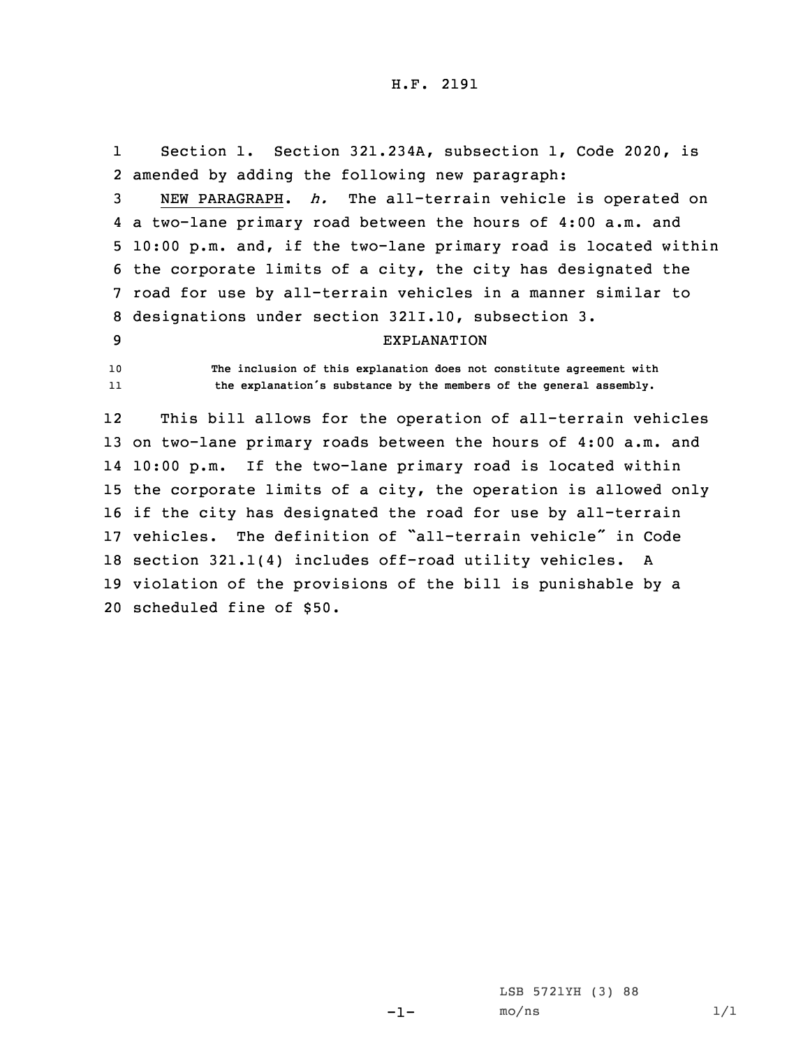Section 1. Section 321.234A, subsection 1, Code 2020, is amended by adding the following new paragraph:

NEW PARAGRAPH. *h.* The all-terrain vehicle is operated on a two-lane primary road between the hours of 4:00 a.m. and 10:00 p.m. and, if the two-lane primary road is located within the corporate limits of a city, the city has designated the road for use by all-terrain vehicles in a manner similar to designations under section 321I.10, subsection 3.

EXPLANATION

The inclusion of this explanation does not constitute agreement with the explanation's substance by the members of the general assembly.

This bill allows for the operation of all-terrain vehicles on two-lane primary roads between the hours of 4:00 a.m. and 10:00 p.m. If the two-lane primary road is located within the corporate limits of a city, the operation is allowed only if the city has designated the road for use by all-terrain vehicles. The definition of "all-terrain vehicle" in Code section 321.1(4) includes off-road utility vehicles. A violation of the provisions of the bill is punishable by a scheduled fine of $50.

LSB 5721YH (3) 88
mo/ns